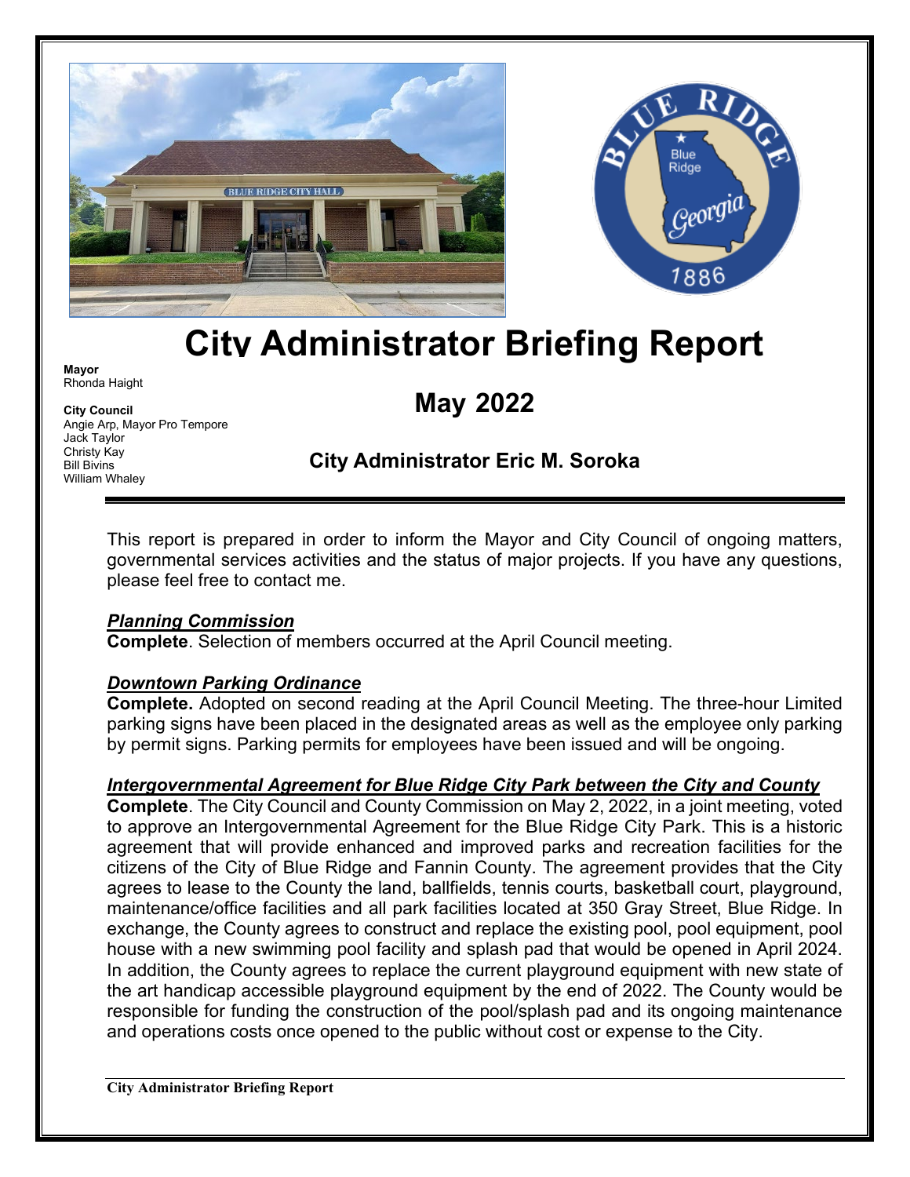# City Administrator Briefing Report

**Mayor**
Rhonda Haight

**City Council**
Angie Arp, Mayor Pro Tempore
Jack Taylor
Christy Kay
Bill Bivins
William Whaley

## May 2022

### City Administrator Eric M. Soroka

This report is prepared in order to inform the Mayor and City Council of ongoing matters, governmental services activities and the status of major projects. If you have any questions, please feel free to contact me.

***Planning Commission***
**Complete**. Selection of members occurred at the April Council meeting.

***Downtown Parking Ordinance***
**Complete.** Adopted on second reading at the April Council Meeting. The three-hour Limited parking signs have been placed in the designated areas as well as the employee only parking by permit signs. Parking permits for employees have been issued and will be ongoing.

***Intergovernmental Agreement for Blue Ridge City Park between the City and County***
**Complete**. The City Council and County Commission on May 2, 2022, in a joint meeting, voted to approve an Intergovernmental Agreement for the Blue Ridge City Park. This is a historic agreement that will provide enhanced and improved parks and recreation facilities for the citizens of the City of Blue Ridge and Fannin County. The agreement provides that the City agrees to lease to the County the land, ballfields, tennis courts, basketball court, playground, maintenance/office facilities and all park facilities located at 350 Gray Street, Blue Ridge. In exchange, the County agrees to construct and replace the existing pool, pool equipment, pool house with a new swimming pool facility and splash pad that would be opened in April 2024. In addition, the County agrees to replace the current playground equipment with new state of the art handicap accessible playground equipment by the end of 2022. The County would be responsible for funding the construction of the pool/splash pad and its ongoing maintenance and operations costs once opened to the public without cost or expense to the City.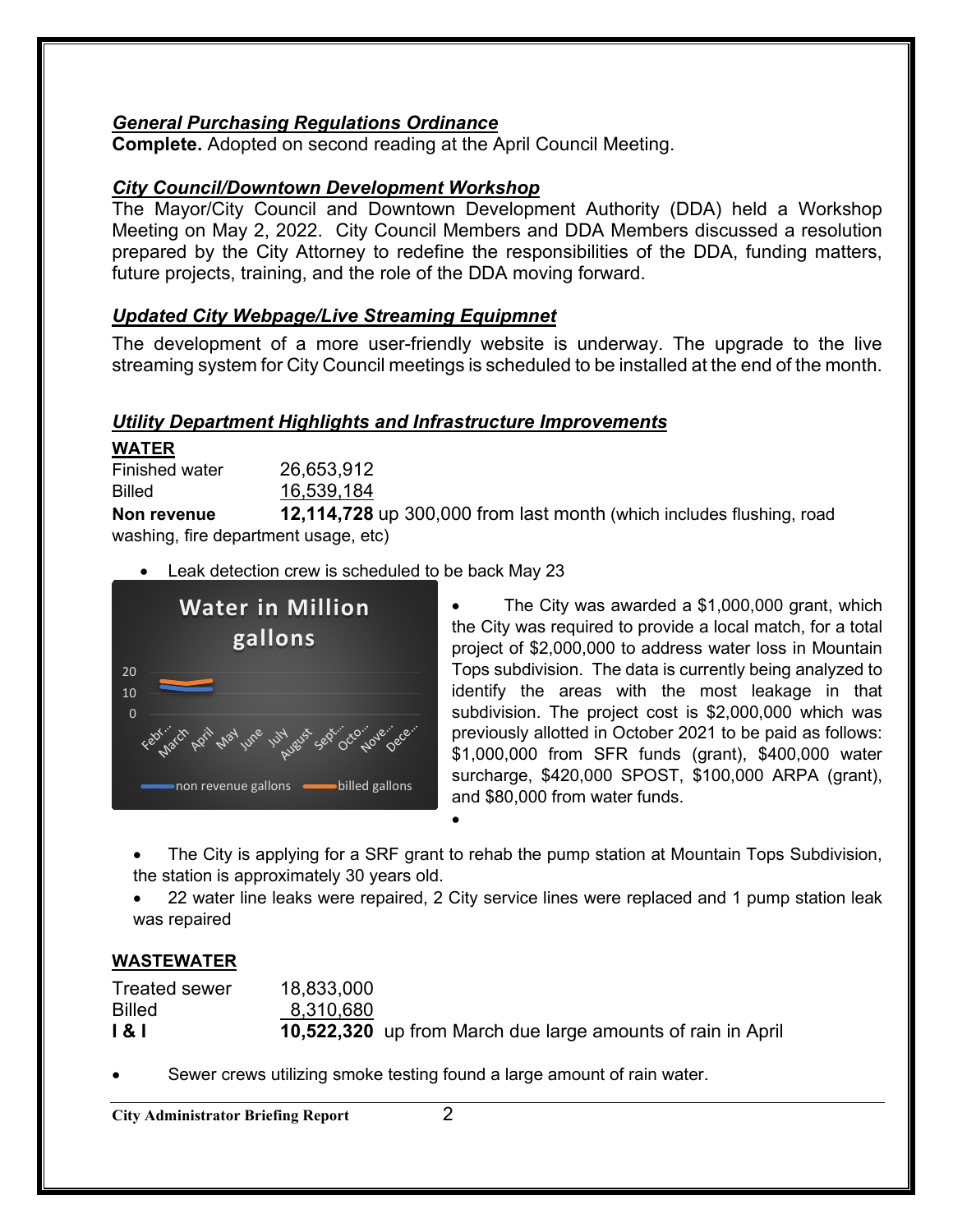***General Purchasing Regulations Ordinance***

**Complete.** Adopted on second reading at the April Council Meeting.

***City Council/Downtown Development Workshop***

The Mayor/City Council and Downtown Development Authority (DDA) held a Workshop Meeting on May 2, 2022. City Council Members and DDA Members discussed a resolution prepared by the City Attorney to redefine the responsibilities of the DDA, funding matters, future projects, training, and the role of the DDA moving forward.

***Updated City Webpage/Live Streaming Equipmnet***

The development of a more user-friendly website is underway. The upgrade to the live streaming system for City Council meetings is scheduled to be installed at the end of the month.

***Utility Department Highlights and Infrastructure Improvements***

**WATER**

| | |
|---|---|
| Finished water | 26,653,912 |
| Billed | 16,539,184 |
| **Non revenue** | **12,114,728** up 300,000 from last month (which includes flushing, road washing, fire department usage, etc) |

- Leak detection crew is scheduled to be back May 23
- The City was awarded a $1,000,000 grant, which the City was required to provide a local match, for a total project of $2,000,000 to address water loss in Mountain Tops subdivision. The data is currently being analyzed to identify the areas with the most leakage in that subdivision. The project cost is $2,000,000 which was previously allotted in October 2021 to be paid as follows: $1,000,000 from SFR funds (grant), $400,000 water surcharge, $420,000 SPOST, $100,000 ARPA (grant), and $80,000 from water funds.
- The City is applying for a SRF grant to rehab the pump station at Mountain Tops Subdivision, the station is approximately 30 years old.
- 22 water line leaks were repaired, 2 City service lines were replaced and 1 pump station leak was repaired

**WASTEWATER**

| | |
|---|---|
| Treated sewer | 18,833,000 |
| Billed | 8,310,680 |
| **I & I** | **10,522,320** up from March due large amounts of rain in April |

- Sewer crews utilizing smoke testing found a large amount of rain water.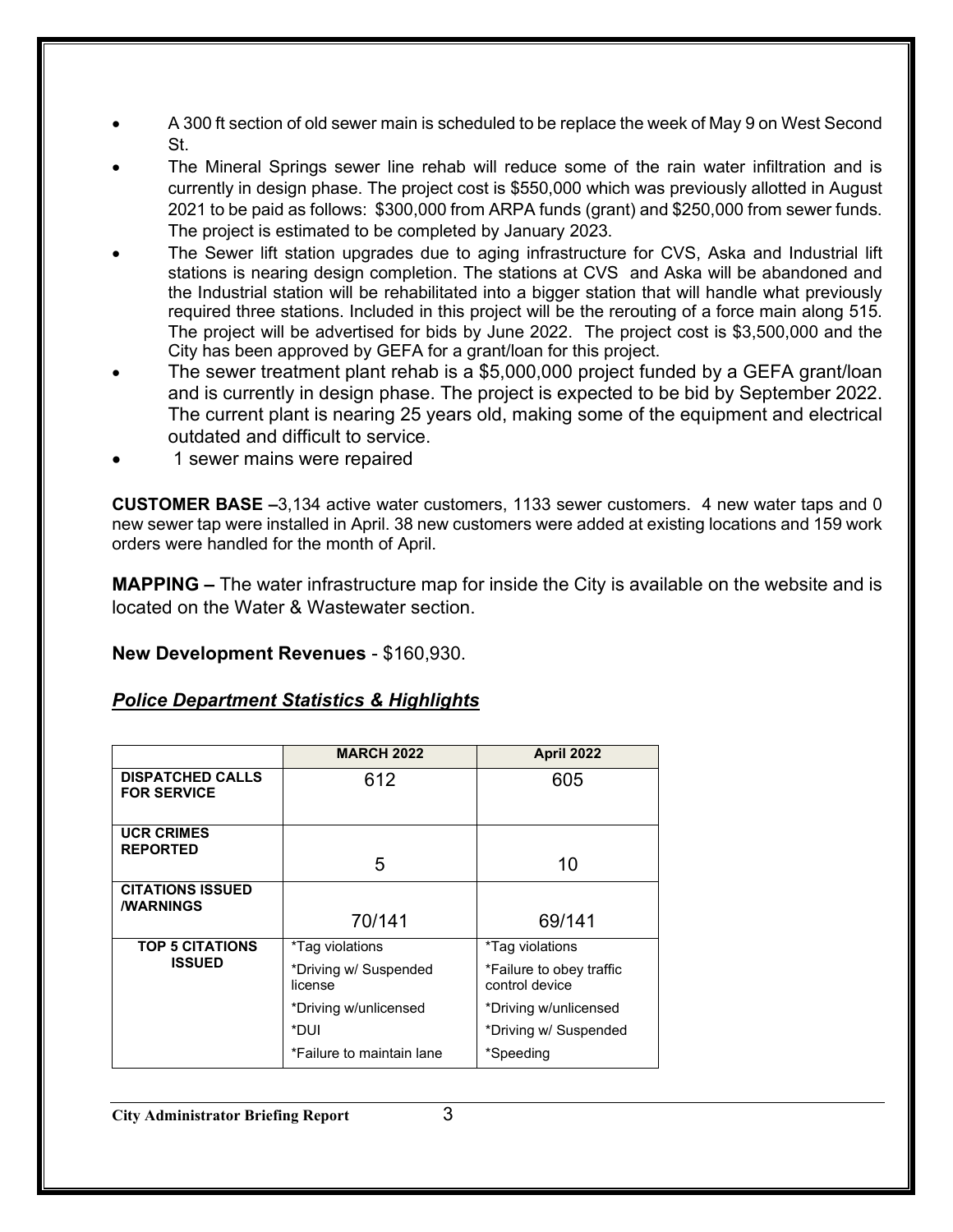- A 300 ft section of old sewer main is scheduled to be replace the week of May 9 on West Second St.
- The Mineral Springs sewer line rehab will reduce some of the rain water infiltration and is currently in design phase. The project cost is $550,000 which was previously allotted in August 2021 to be paid as follows: $300,000 from ARPA funds (grant) and $250,000 from sewer funds. The project is estimated to be completed by January 2023.
- The Sewer lift station upgrades due to aging infrastructure for CVS, Aska and Industrial lift stations is nearing design completion. The stations at CVS and Aska will be abandoned and the Industrial station will be rehabilitated into a bigger station that will handle what previously required three stations. Included in this project will be the rerouting of a force main along 515. The project will be advertised for bids by June 2022. The project cost is $3,500,000 and the City has been approved by GEFA for a grant/loan for this project.
- The sewer treatment plant rehab is a $5,000,000 project funded by a GEFA grant/loan and is currently in design phase. The project is expected to be bid by September 2022. The current plant is nearing 25 years old, making some of the equipment and electrical outdated and difficult to service.
- 1 sewer mains were repaired

**CUSTOMER BASE –**3,134 active water customers, 1133 sewer customers. 4 new water taps and 0 new sewer tap were installed in April. 38 new customers were added at existing locations and 159 work orders were handled for the month of April.

**MAPPING –** The water infrastructure map for inside the City is available on the website and is located on the Water & Wastewater section.

**New Development Revenues** - $160,930.

## ***Police Department Statistics & Highlights***

| | MARCH 2022 | April 2022 |
|---|---|---|
| **DISPATCHED CALLS FOR SERVICE** | 612 | 605 |
| **UCR CRIMES REPORTED** | 5 | 10 |
| **CITATIONS ISSUED /WARNINGS** | 70/141 | 69/141 |
| **TOP 5 CITATIONS ISSUED** | *Tag violations<br>*Driving w/ Suspended license<br>*Driving w/unlicensed<br>*DUI<br>*Failure to maintain lane | *Tag violations<br>*Failure to obey traffic control device<br>*Driving w/unlicensed<br>*Driving w/ Suspended<br>*Speeding |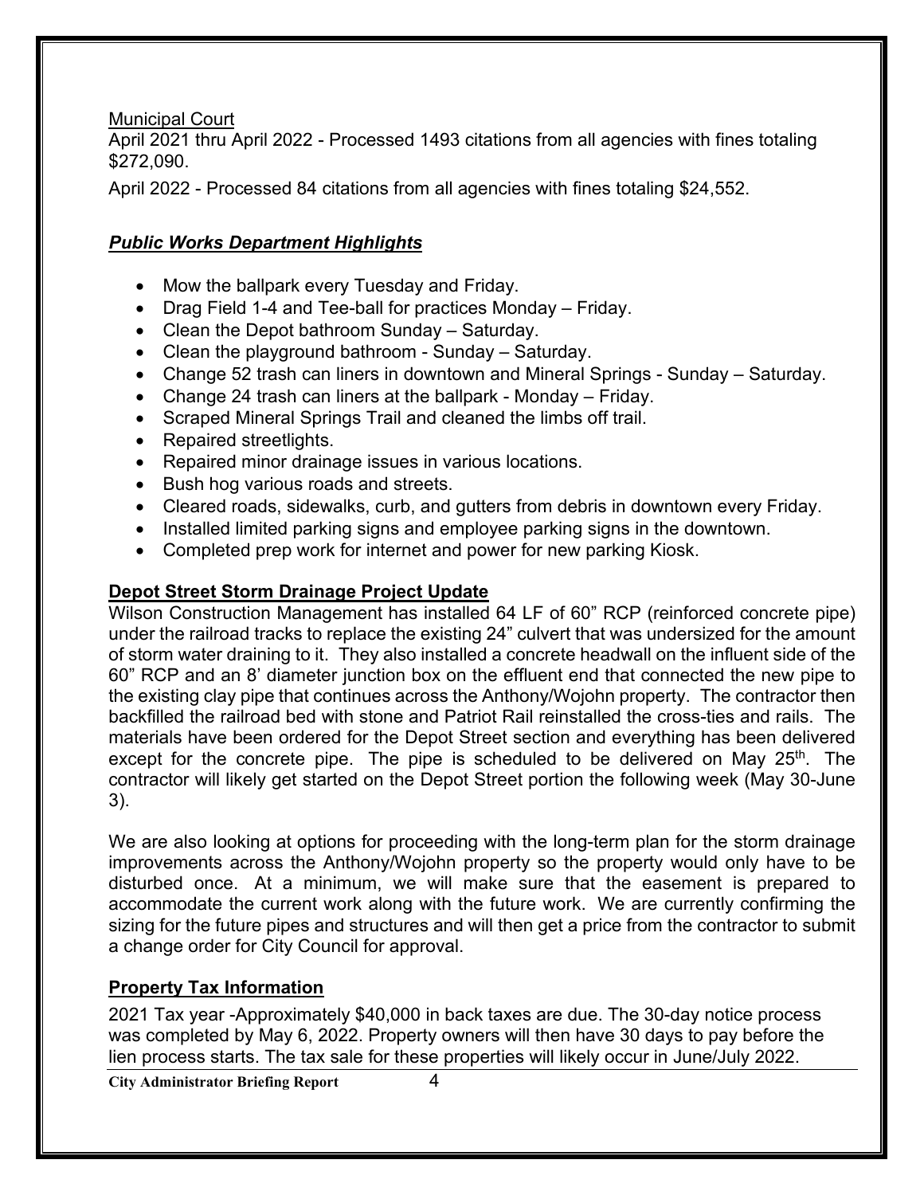Municipal Court

April 2021 thru April 2022 - Processed 1493 citations from all agencies with fines totaling $272,090.

April 2022 - Processed 84 citations from all agencies with fines totaling $24,552.

## ***Public Works Department Highlights***

- Mow the ballpark every Tuesday and Friday.
- Drag Field 1-4 and Tee-ball for practices Monday – Friday.
- Clean the Depot bathroom Sunday – Saturday.
- Clean the playground bathroom - Sunday – Saturday.
- Change 52 trash can liners in downtown and Mineral Springs - Sunday – Saturday.
- Change 24 trash can liners at the ballpark - Monday – Friday.
- Scraped Mineral Springs Trail and cleaned the limbs off trail.
- Repaired streetlights.
- Repaired minor drainage issues in various locations.
- Bush hog various roads and streets.
- Cleared roads, sidewalks, curb, and gutters from debris in downtown every Friday.
- Installed limited parking signs and employee parking signs in the downtown.
- Completed prep work for internet and power for new parking Kiosk.

## **Depot Street Storm Drainage Project Update**

Wilson Construction Management has installed 64 LF of 60" RCP (reinforced concrete pipe) under the railroad tracks to replace the existing 24" culvert that was undersized for the amount of storm water draining to it. They also installed a concrete headwall on the influent side of the 60" RCP and an 8' diameter junction box on the effluent end that connected the new pipe to the existing clay pipe that continues across the Anthony/Wojohn property. The contractor then backfilled the railroad bed with stone and Patriot Rail reinstalled the cross-ties and rails. The materials have been ordered for the Depot Street section and everything has been delivered except for the concrete pipe. The pipe is scheduled to be delivered on May 25th. The contractor will likely get started on the Depot Street portion the following week (May 30-June 3).

We are also looking at options for proceeding with the long-term plan for the storm drainage improvements across the Anthony/Wojohn property so the property would only have to be disturbed once. At a minimum, we will make sure that the easement is prepared to accommodate the current work along with the future work. We are currently confirming the sizing for the future pipes and structures and will then get a price from the contractor to submit a change order for City Council for approval.

## **Property Tax Information**

2021 Tax year -Approximately $40,000 in back taxes are due. The 30-day notice process was completed by May 6, 2022. Property owners will then have 30 days to pay before the lien process starts. The tax sale for these properties will likely occur in June/July 2022.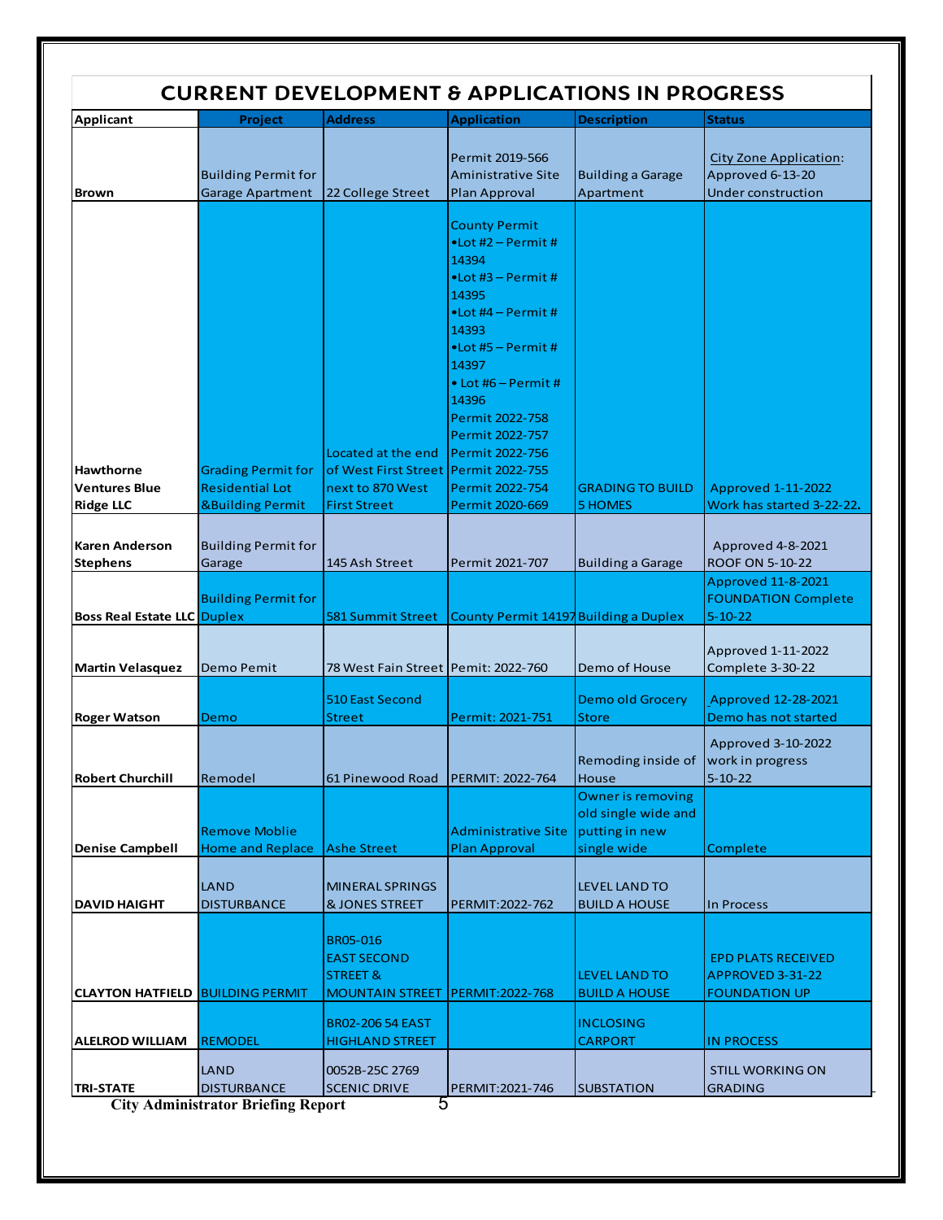# CURRENT DEVELOPMENT & APPLICATIONS IN PROGRESS

| Applicant | Project | Address | Application | Description | Status |
|---|---|---|---|---|---|
| Brown | Building Permit for Garage Apartment | 22 College Street | Permit 2019-566 Aministrative Site Plan Approval | Building a Garage Apartment | City Zone Application: Approved 6-13-20 Under construction |
| Hawthorne Ventures Blue Ridge LLC | Grading Permit for Residential Lot &Building Permit | Located at the end of West First Street next to 870 West First Street | County Permit •Lot #2 – Permit # 14394 •Lot #3 – Permit # 14395 •Lot #4 – Permit # 14393 •Lot #5 – Permit # 14397 • Lot #6 – Permit # 14396 Permit 2022-758 Permit 2022-757 Permit 2022-756 Permit 2022-755 Permit 2022-754 Permit 2020-669 | GRADING TO BUILD 5 HOMES | Approved 1-11-2022 Work has started 3-22-22. |
| Karen Anderson Stephens | Building Permit for Garage | 145 Ash Street | Permit 2021-707 | Building a Garage | Approved 4-8-2021 ROOF ON 5-10-22 |
| Boss Real Estate LLC | Building Permit for Duplex | 581 Summit Street | County Permit 14197 | Building a Duplex | Approved 11-8-2021 FOUNDATION Complete 5-10-22 |
| Martin Velasquez | Demo Pemit | 78 West Fain Street | Pemit: 2022-760 | Demo of House | Approved 1-11-2022 Complete 3-30-22 |
| Roger Watson | Demo | 510 East Second Street | Permit: 2021-751 | Demo old Grocery Store | Approved 12-28-2021 Demo has not started |
| Robert Churchill | Remodel | 61 Pinewood Road | PERMIT: 2022-764 | Remoding inside of House | Approved 3-10-2022 work in progress 5-10-22 |
| Denise Campbell | Remove Moblie Home and Replace | Ashe Street | Administrative Site Plan Approval | Owner is removing old single wide and putting in new single wide | Complete |
| DAVID HAIGHT | LAND DISTURBANCE | MINERAL SPRINGS & JONES STREET | PERMIT:2022-762 | LEVEL LAND TO BUILD A HOUSE | In Process |
| CLAYTON HATFIELD | BUILDING PERMIT | BR05-016 EAST SECOND STREET & MOUNTAIN STREET | PERMIT:2022-768 | LEVEL LAND TO BUILD A HOUSE | EPD PLATS RECEIVED APPROVED 3-31-22 FOUNDATION UP |
| ALELROD WILLIAM | REMODEL | BR02-206 54 EAST HIGHLAND STREET | | INCLOSING CARPORT | IN PROCESS |
| TRI-STATE | LAND DISTURBANCE | 0052B-25C 2769 SCENIC DRIVE | PERMIT:2021-746 | SUBSTATION | STILL WORKING ON GRADING |

**City Administrator Briefing Report**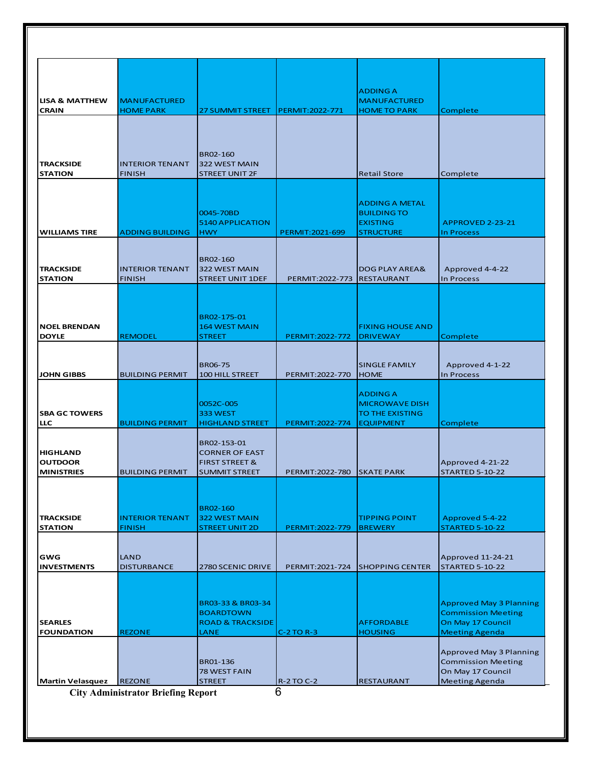| | | | | | |
|---|---|---|---|---|---|
| LISA & MATTHEW CRAIN | MANUFACTURED HOME PARK | 27 SUMMIT STREET | PERMIT:2022-771 | ADDING A MANUFACTURED HOME TO PARK | Complete |
| TRACKSIDE STATION | INTERIOR TENANT FINISH | BR02-160 322 WEST MAIN STREET UNIT 2F | | Retail Store | Complete |
| WILLIAMS TIRE | ADDING BUILDING | 0045-70BD 5140 APPLICATION HWY | PERMIT:2021-699 | ADDING A METAL BUILDING TO EXISTING STRUCTURE | APPROVED 2-23-21 In Process |
| TRACKSIDE STATION | INTERIOR TENANT FINISH | BR02-160 322 WEST MAIN STREET UNIT 1DEF | PERMIT:2022-773 | DOG PLAY AREA& RESTAURANT | Approved 4-4-22 In Process |
| NOEL BRENDAN DOYLE | REMODEL | BR02-175-01 164 WEST MAIN STREET | PERMIT:2022-772 | FIXING HOUSE AND DRIVEWAY | Complete |
| JOHN GIBBS | BUILDING PERMIT | BR06-75 100 HILL STREET | PERMIT:2022-770 | SINGLE FAMILY HOME | Approved 4-1-22 In Process |
| SBA GC TOWERS LLC | BUILDING PERMIT | 0052C-005 333 WEST HIGHLAND STREET | PERMIT:2022-774 | ADDING A MICROWAVE DISH TO THE EXISTING EQUIPMENT | Complete |
| HIGHLAND OUTDOOR MINISTRIES | BUILDING PERMIT | BR02-153-01 CORNER OF EAST FIRST STREET & SUMMIT STREET | PERMIT:2022-780 | SKATE PARK | Approved 4-21-22 STARTED 5-10-22 |
| TRACKSIDE STATION | INTERIOR TENANT FINISH | BR02-160 322 WEST MAIN STREET UNIT 2D | PERMIT:2022-779 | TIPPING POINT BREWERY | Approved 5-4-22 STARTED 5-10-22 |
| GWG INVESTMENTS | LAND DISTURBANCE | 2780 SCENIC DRIVE | PERMIT:2021-724 | SHOPPING CENTER | Approved 11-24-21 STARTED 5-10-22 |
| SEARLES FOUNDATION | REZONE | BR03-33 & BR03-34 BOARDTOWN ROAD & TRACKSIDE LANE | C-2 TO R-3 | AFFORDABLE HOUSING | Approved May 3 Planning Commission Meeting On May 17 Council Meeting Agenda |
| Martin Velasquez | REZONE | BR01-136 78 WEST FAIN STREET | R-2 TO C-2 | RESTAURANT | Approved May 3 Planning Commission Meeting On May 17 Council Meeting Agenda |

**City Administrator Briefing Report**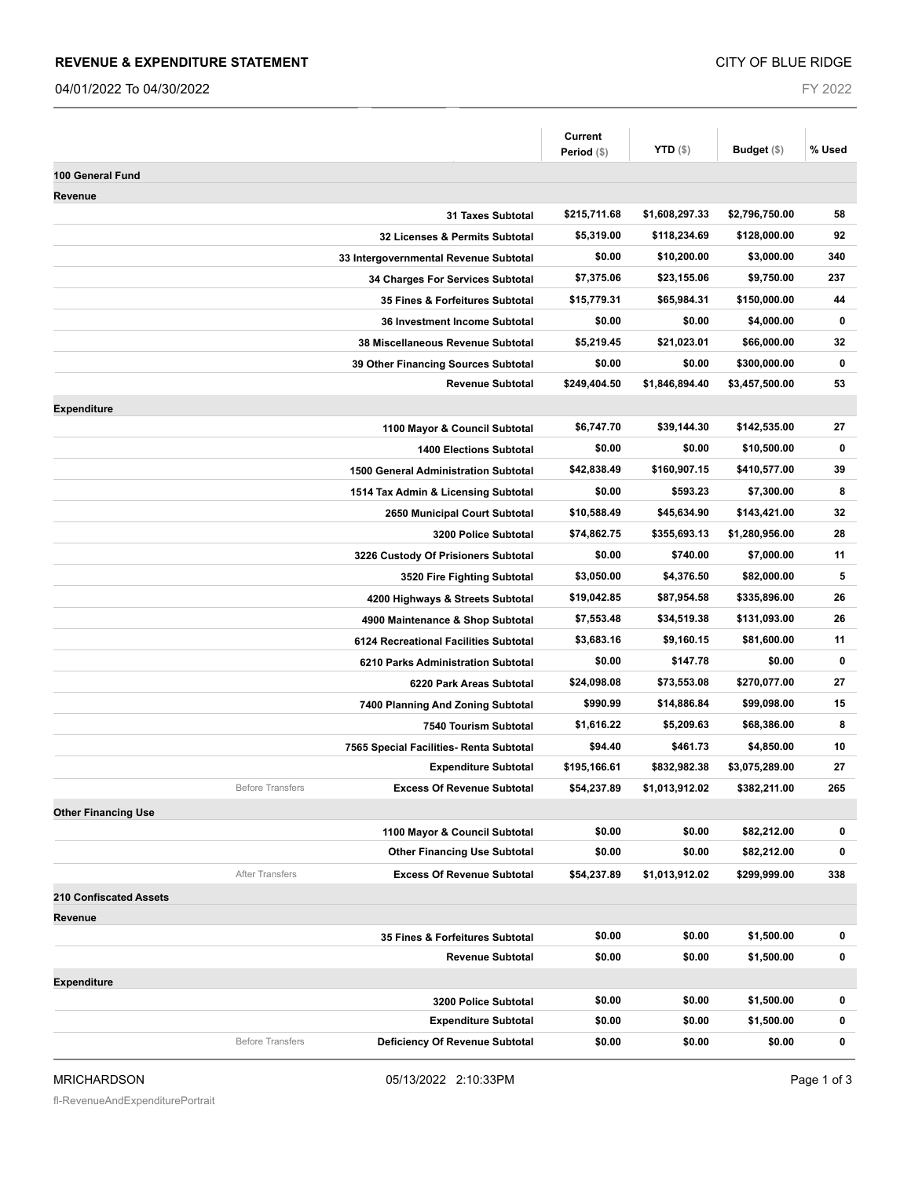## REVENUE & EXPENDITURE STATEMENT

**CITY OF BLUE RIDGE**

04/01/2022 To 04/30/2022

FY 2022

| | | Current Period ($) | YTD ($) | Budget ($) | % Used |
|---|---|---|---|---|---|
| **100 General Fund** | | | | | |
| **Revenue** | | | | | |
| | **31 Taxes Subtotal** | **$215,711.68** | **$1,608,297.33** | **$2,796,750.00** | **58** |
| | **32 Licenses & Permits Subtotal** | **$5,319.00** | **$118,234.69** | **$128,000.00** | **92** |
| | **33 Intergovernmental Revenue Subtotal** | **$0.00** | **$10,200.00** | **$3,000.00** | **340** |
| | **34 Charges For Services Subtotal** | **$7,375.06** | **$23,155.06** | **$9,750.00** | **237** |
| | **35 Fines & Forfeitures Subtotal** | **$15,779.31** | **$65,984.31** | **$150,000.00** | **44** |
| | **36 Investment Income Subtotal** | **$0.00** | **$0.00** | **$4,000.00** | **0** |
| | **38 Miscellaneous Revenue Subtotal** | **$5,219.45** | **$21,023.01** | **$66,000.00** | **32** |
| | **39 Other Financing Sources Subtotal** | **$0.00** | **$0.00** | **$300,000.00** | **0** |
| | **Revenue Subtotal** | **$249,404.50** | **$1,846,894.40** | **$3,457,500.00** | **53** |
| **Expenditure** | | | | | |
| | **1100 Mayor & Council Subtotal** | **$6,747.70** | **$39,144.30** | **$142,535.00** | **27** |
| | **1400 Elections Subtotal** | **$0.00** | **$0.00** | **$10,500.00** | **0** |
| | **1500 General Administration Subtotal** | **$42,838.49** | **$160,907.15** | **$410,577.00** | **39** |
| | **1514 Tax Admin & Licensing Subtotal** | **$0.00** | **$593.23** | **$7,300.00** | **8** |
| | **2650 Municipal Court Subtotal** | **$10,588.49** | **$45,634.90** | **$143,421.00** | **32** |
| | **3200 Police Subtotal** | **$74,862.75** | **$355,693.13** | **$1,280,956.00** | **28** |
| | **3226 Custody Of Prisioners Subtotal** | **$0.00** | **$740.00** | **$7,000.00** | **11** |
| | **3520 Fire Fighting Subtotal** | **$3,050.00** | **$4,376.50** | **$82,000.00** | **5** |
| | **4200 Highways & Streets Subtotal** | **$19,042.85** | **$87,954.58** | **$335,896.00** | **26** |
| | **4900 Maintenance & Shop Subtotal** | **$7,553.48** | **$34,519.38** | **$131,093.00** | **26** |
| | **6124 Recreational Facilities Subtotal** | **$3,683.16** | **$9,160.15** | **$81,600.00** | **11** |
| | **6210 Parks Administration Subtotal** | **$0.00** | **$147.78** | **$0.00** | **0** |
| | **6220 Park Areas Subtotal** | **$24,098.08** | **$73,553.08** | **$270,077.00** | **27** |
| | **7400 Planning And Zoning Subtotal** | **$990.99** | **$14,886.84** | **$99,098.00** | **15** |
| | **7540 Tourism Subtotal** | **$1,616.22** | **$5,209.63** | **$68,386.00** | **8** |
| | **7565 Special Facilities- Renta Subtotal** | **$94.40** | **$461.73** | **$4,850.00** | **10** |
| | **Expenditure Subtotal** | **$195,166.61** | **$832,982.38** | **$3,075,289.00** | **27** |
| Before Transfers | **Excess Of Revenue Subtotal** | **$54,237.89** | **$1,013,912.02** | **$382,211.00** | **265** |
| **Other Financing Use** | | | | | |
| | **1100 Mayor & Council Subtotal** | **$0.00** | **$0.00** | **$82,212.00** | **0** |
| | **Other Financing Use Subtotal** | **$0.00** | **$0.00** | **$82,212.00** | **0** |
| After Transfers | **Excess Of Revenue Subtotal** | **$54,237.89** | **$1,013,912.02** | **$299,999.00** | **338** |
| **210 Confiscated Assets** | | | | | |
| **Revenue** | | | | | |
| | **35 Fines & Forfeitures Subtotal** | **$0.00** | **$0.00** | **$1,500.00** | **0** |
| | **Revenue Subtotal** | **$0.00** | **$0.00** | **$1,500.00** | **0** |
| **Expenditure** | | | | | |
| | **3200 Police Subtotal** | **$0.00** | **$0.00** | **$1,500.00** | **0** |
| | **Expenditure Subtotal** | **$0.00** | **$0.00** | **$1,500.00** | **0** |
| Before Transfers | **Deficiency Of Revenue Subtotal** | **$0.00** | **$0.00** | **$0.00** | **0** |

MRICHARDSON 05/13/2022 2:10:33PM

fl-RevenueAndExpenditurePortrait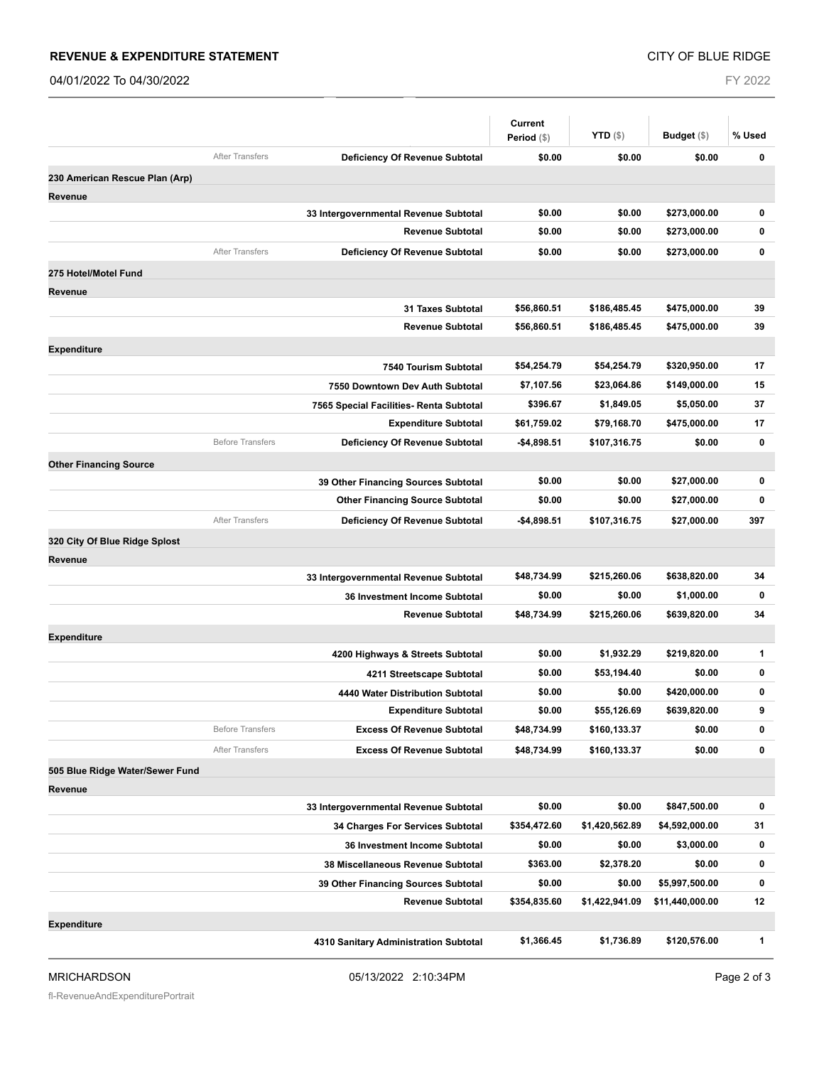**REVENUE & EXPENDITURE STATEMENT** — CITY OF BLUE RIDGE

04/01/2022 To 04/30/2022 — FY 2022

| | | | Current Period ($) | YTD ($) | Budget ($) | % Used |
|---|---|---|---|---|---|---|
| | After Transfers | **Deficiency Of Revenue Subtotal** | **$0.00** | **$0.00** | **$0.00** | **0** |
| **230 American Rescue Plan (Arp)** | | | | | | |
| **Revenue** | | | | | | |
| | | **33 Intergovernmental Revenue Subtotal** | **$0.00** | **$0.00** | **$273,000.00** | **0** |
| | | **Revenue Subtotal** | **$0.00** | **$0.00** | **$273,000.00** | **0** |
| | After Transfers | **Deficiency Of Revenue Subtotal** | **$0.00** | **$0.00** | **$273,000.00** | **0** |
| **275 Hotel/Motel Fund** | | | | | | |
| **Revenue** | | | | | | |
| | | **31 Taxes Subtotal** | **$56,860.51** | **$186,485.45** | **$475,000.00** | **39** |
| | | **Revenue Subtotal** | **$56,860.51** | **$186,485.45** | **$475,000.00** | **39** |
| **Expenditure** | | | | | | |
| | | **7540 Tourism Subtotal** | **$54,254.79** | **$54,254.79** | **$320,950.00** | **17** |
| | | **7550 Downtown Dev Auth Subtotal** | **$7,107.56** | **$23,064.86** | **$149,000.00** | **15** |
| | | **7565 Special Facilities- Renta Subtotal** | **$396.67** | **$1,849.05** | **$5,050.00** | **37** |
| | | **Expenditure Subtotal** | **$61,759.02** | **$79,168.70** | **$475,000.00** | **17** |
| | Before Transfers | **Deficiency Of Revenue Subtotal** | **-$4,898.51** | **$107,316.75** | **$0.00** | **0** |
| **Other Financing Source** | | | | | | |
| | | **39 Other Financing Sources Subtotal** | **$0.00** | **$0.00** | **$27,000.00** | **0** |
| | | **Other Financing Source Subtotal** | **$0.00** | **$0.00** | **$27,000.00** | **0** |
| | After Transfers | **Deficiency Of Revenue Subtotal** | **-$4,898.51** | **$107,316.75** | **$27,000.00** | **397** |
| **320 City Of Blue Ridge Splost** | | | | | | |
| **Revenue** | | | | | | |
| | | **33 Intergovernmental Revenue Subtotal** | **$48,734.99** | **$215,260.06** | **$638,820.00** | **34** |
| | | **36 Investment Income Subtotal** | **$0.00** | **$0.00** | **$1,000.00** | **0** |
| | | **Revenue Subtotal** | **$48,734.99** | **$215,260.06** | **$639,820.00** | **34** |
| **Expenditure** | | | | | | |
| | | **4200 Highways & Streets Subtotal** | **$0.00** | **$1,932.29** | **$219,820.00** | **1** |
| | | **4211 Streetscape Subtotal** | **$0.00** | **$53,194.40** | **$0.00** | **0** |
| | | **4440 Water Distribution Subtotal** | **$0.00** | **$0.00** | **$420,000.00** | **0** |
| | | **Expenditure Subtotal** | **$0.00** | **$55,126.69** | **$639,820.00** | **9** |
| | Before Transfers | **Excess Of Revenue Subtotal** | **$48,734.99** | **$160,133.37** | **$0.00** | **0** |
| | After Transfers | **Excess Of Revenue Subtotal** | **$48,734.99** | **$160,133.37** | **$0.00** | **0** |
| **505 Blue Ridge Water/Sewer Fund** | | | | | | |
| **Revenue** | | | | | | |
| | | **33 Intergovernmental Revenue Subtotal** | **$0.00** | **$0.00** | **$847,500.00** | **0** |
| | | **34 Charges For Services Subtotal** | **$354,472.60** | **$1,420,562.89** | **$4,592,000.00** | **31** |
| | | **36 Investment Income Subtotal** | **$0.00** | **$0.00** | **$3,000.00** | **0** |
| | | **38 Miscellaneous Revenue Subtotal** | **$363.00** | **$2,378.20** | **$0.00** | **0** |
| | | **39 Other Financing Sources Subtotal** | **$0.00** | **$0.00** | **$5,997,500.00** | **0** |
| | | **Revenue Subtotal** | **$354,835.60** | **$1,422,941.09** | **$11,440,000.00** | **12** |
| **Expenditure** | | | | | | |
| | | **4310 Sanitary Administration Subtotal** | **$1,366.45** | **$1,736.89** | **$120,576.00** | **1** |

MRICHARDSON — 05/13/2022 2:10:34PM

fl-RevenueAndExpenditurePortrait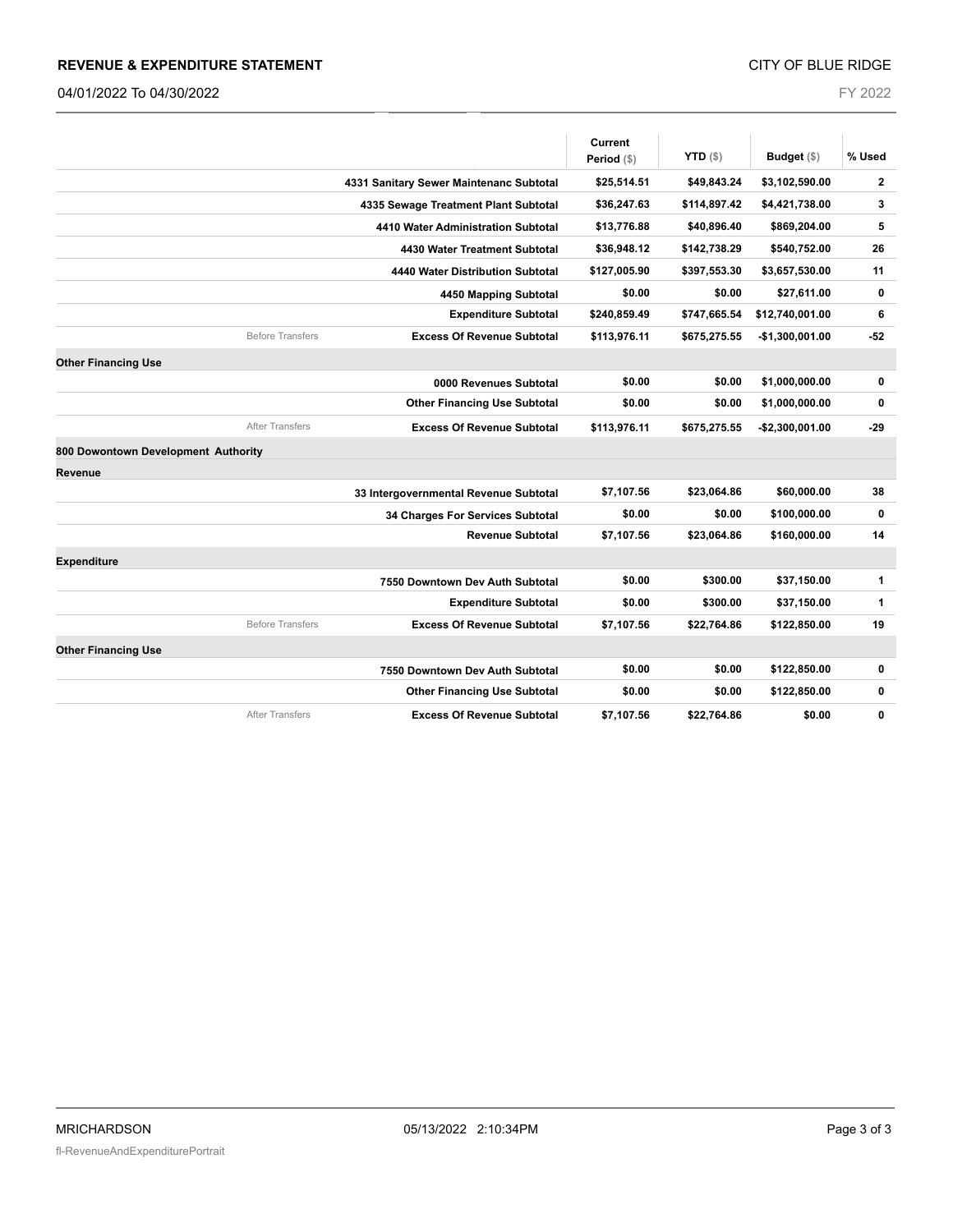| | | Current Period ($) | YTD ($) | Budget ($) | % Used |
|---|---|---|---|---|---|
| | **4331 Sanitary Sewer Maintenanc Subtotal** | **$25,514.51** | **$49,843.24** | **$3,102,590.00** | **2** |
| | **4335 Sewage Treatment Plant Subtotal** | **$36,247.63** | **$114,897.42** | **$4,421,738.00** | **3** |
| | **4410 Water Administration Subtotal** | **$13,776.88** | **$40,896.40** | **$869,204.00** | **5** |
| | **4430 Water Treatment Subtotal** | **$36,948.12** | **$142,738.29** | **$540,752.00** | **26** |
| | **4440 Water Distribution Subtotal** | **$127,005.90** | **$397,553.30** | **$3,657,530.00** | **11** |
| | **4450 Mapping Subtotal** | **$0.00** | **$0.00** | **$27,611.00** | **0** |
| | **Expenditure Subtotal** | **$240,859.49** | **$747,665.54** | **$12,740,001.00** | **6** |
| Before Transfers | **Excess Of Revenue Subtotal** | **$113,976.11** | **$675,275.55** | **-$1,300,001.00** | **-52** |
| **Other Financing Use** | | | | | |
| | **0000 Revenues Subtotal** | **$0.00** | **$0.00** | **$1,000,000.00** | **0** |
| | **Other Financing Use Subtotal** | **$0.00** | **$0.00** | **$1,000,000.00** | **0** |
| After Transfers | **Excess Of Revenue Subtotal** | **$113,976.11** | **$675,275.55** | **-$2,300,001.00** | **-29** |
| **800 Dowontown Development Authority** | | | | | |
| **Revenue** | | | | | |
| | **33 Intergovernmental Revenue Subtotal** | **$7,107.56** | **$23,064.86** | **$60,000.00** | **38** |
| | **34 Charges For Services Subtotal** | **$0.00** | **$0.00** | **$100,000.00** | **0** |
| | **Revenue Subtotal** | **$7,107.56** | **$23,064.86** | **$160,000.00** | **14** |
| **Expenditure** | | | | | |
| | **7550 Downtown Dev Auth Subtotal** | **$0.00** | **$300.00** | **$37,150.00** | **1** |
| | **Expenditure Subtotal** | **$0.00** | **$300.00** | **$37,150.00** | **1** |
| Before Transfers | **Excess Of Revenue Subtotal** | **$7,107.56** | **$22,764.86** | **$122,850.00** | **19** |
| **Other Financing Use** | | | | | |
| | **7550 Downtown Dev Auth Subtotal** | **$0.00** | **$0.00** | **$122,850.00** | **0** |
| | **Other Financing Use Subtotal** | **$0.00** | **$0.00** | **$122,850.00** | **0** |
| After Transfers | **Excess Of Revenue Subtotal** | **$7,107.56** | **$22,764.86** | **$0.00** | **0** |